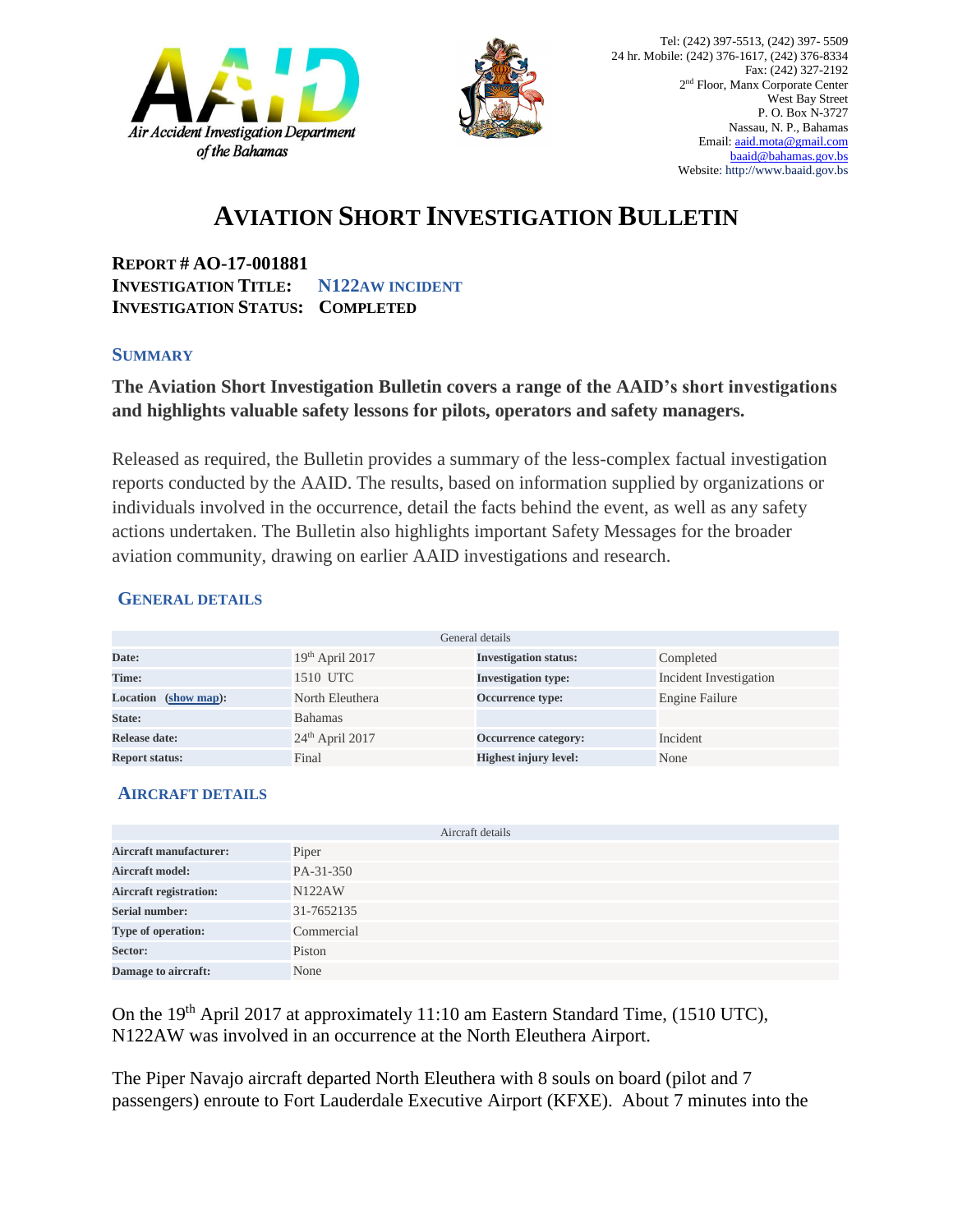Tel: (242) 397-5513, (242) 397- 5509
24 hr. Mobile: (242) 376-1617, (242) 376-8334
Fax: (242) 327-2192
2nd Floor, Manx Corporate Center
West Bay Street
P. O. Box N-3727
Nassau, N. P., Bahamas
Email: aaid.mota@gmail.com
baaid@bahamas.gov.bs
Website: http://www.baaid.gov.bs

# AVIATION SHORT INVESTIGATION BULLETIN

**REPORT # AO-17-001881**
**INVESTIGATION TITLE: N122AW INCIDENT**
**INVESTIGATION STATUS: COMPLETED**

## SUMMARY

**The Aviation Short Investigation Bulletin covers a range of the AAID's short investigations and highlights valuable safety lessons for pilots, operators and safety managers.**

Released as required, the Bulletin provides a summary of the less-complex factual investigation reports conducted by the AAID. The results, based on information supplied by organizations or individuals involved in the occurrence, detail the facts behind the event, as well as any safety actions undertaken. The Bulletin also highlights important Safety Messages for the broader aviation community, drawing on earlier AAID investigations and research.

## GENERAL DETAILS

| General details | | | |
|---|---|---|---|
| **Date:** | 19th April 2017 | **Investigation status:** | Completed |
| **Time:** | 1510 UTC | **Investigation type:** | Incident Investigation |
| **Location (show map):** | North Eleuthera | **Occurrence type:** | Engine Failure |
| **State:** | Bahamas | | |
| **Release date:** | 24th April 2017 | **Occurrence category:** | Incident |
| **Report status:** | Final | **Highest injury level:** | None |

## AIRCRAFT DETAILS

| Aircraft details | |
|---|---|
| **Aircraft manufacturer:** | Piper |
| **Aircraft model:** | PA-31-350 |
| **Aircraft registration:** | N122AW |
| **Serial number:** | 31-7652135 |
| **Type of operation:** | Commercial |
| **Sector:** | Piston |
| **Damage to aircraft:** | None |

On the 19th April 2017 at approximately 11:10 am Eastern Standard Time, (1510 UTC), N122AW was involved in an occurrence at the North Eleuthera Airport.

The Piper Navajo aircraft departed North Eleuthera with 8 souls on board (pilot and 7 passengers) enroute to Fort Lauderdale Executive Airport (KFXE). About 7 minutes into the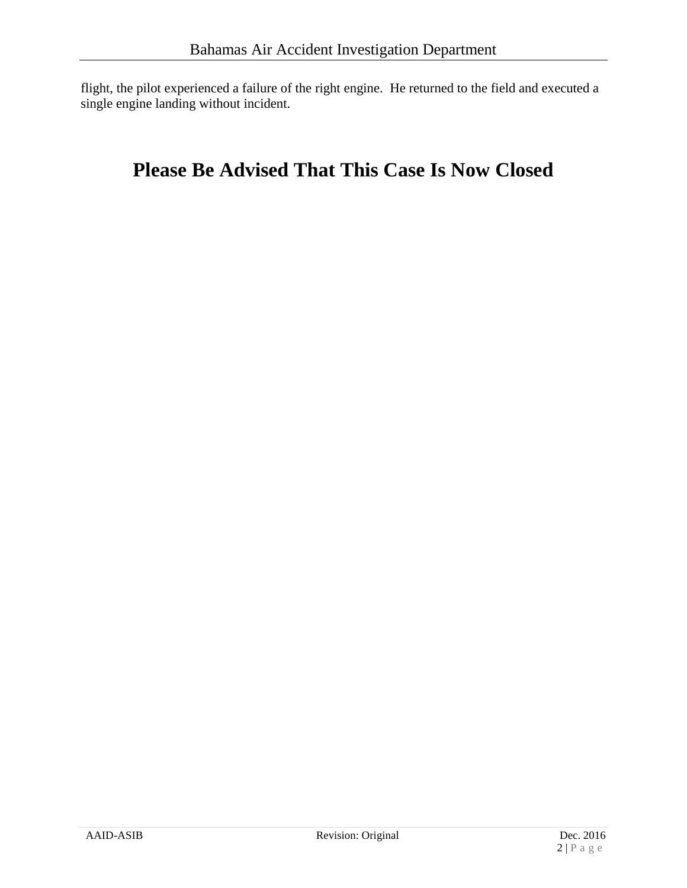flight, the pilot experienced a failure of the right engine. He returned to the field and executed a single engine landing without incident.

# Please Be Advised That This Case Is Now Closed